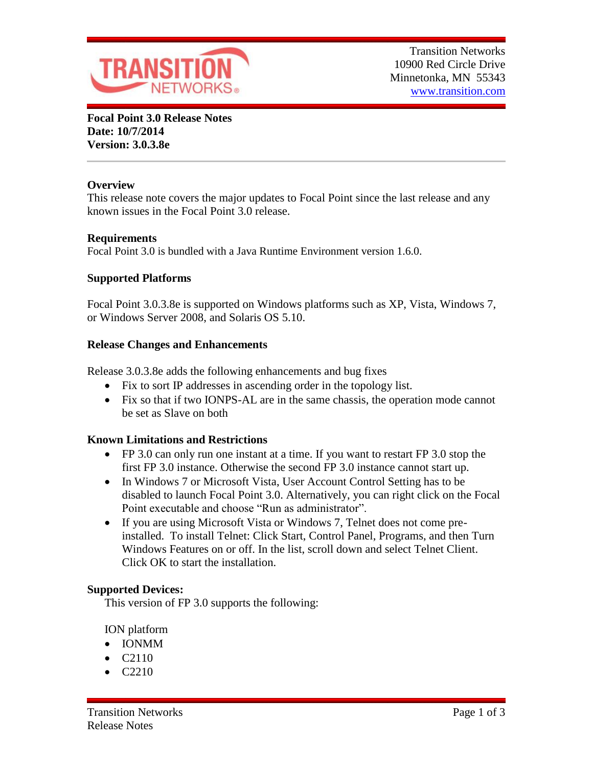Transition Networks
10900 Red Circle Drive
Minnetonka, MN 55343
www.transition.com

**Focal Point 3.0 Release Notes**
**Date: 10/7/2014**
**Version: 3.0.3.8e**

---

### Overview

This release note covers the major updates to Focal Point since the last release and any known issues in the Focal Point 3.0 release.

### Requirements

Focal Point 3.0 is bundled with a Java Runtime Environment version 1.6.0.

### Supported Platforms

Focal Point 3.0.3.8e is supported on Windows platforms such as XP, Vista, Windows 7, or Windows Server 2008, and Solaris OS 5.10.

### Release Changes and Enhancements

Release 3.0.3.8e adds the following enhancements and bug fixes

- Fix to sort IP addresses in ascending order in the topology list.
- Fix so that if two IONPS-AL are in the same chassis, the operation mode cannot be set as Slave on both

### Known Limitations and Restrictions

- FP 3.0 can only run one instant at a time. If you want to restart FP 3.0 stop the first FP 3.0 instance. Otherwise the second FP 3.0 instance cannot start up.
- In Windows 7 or Microsoft Vista, User Account Control Setting has to be disabled to launch Focal Point 3.0. Alternatively, you can right click on the Focal Point executable and choose "Run as administrator".
- If you are using Microsoft Vista or Windows 7, Telnet does not come pre-installed. To install Telnet: Click Start, Control Panel, Programs, and then Turn Windows Features on or off. In the list, scroll down and select Telnet Client. Click OK to start the installation.

### Supported Devices:

This version of FP 3.0 supports the following:

ION platform

- IONMM
- C2110
- C2210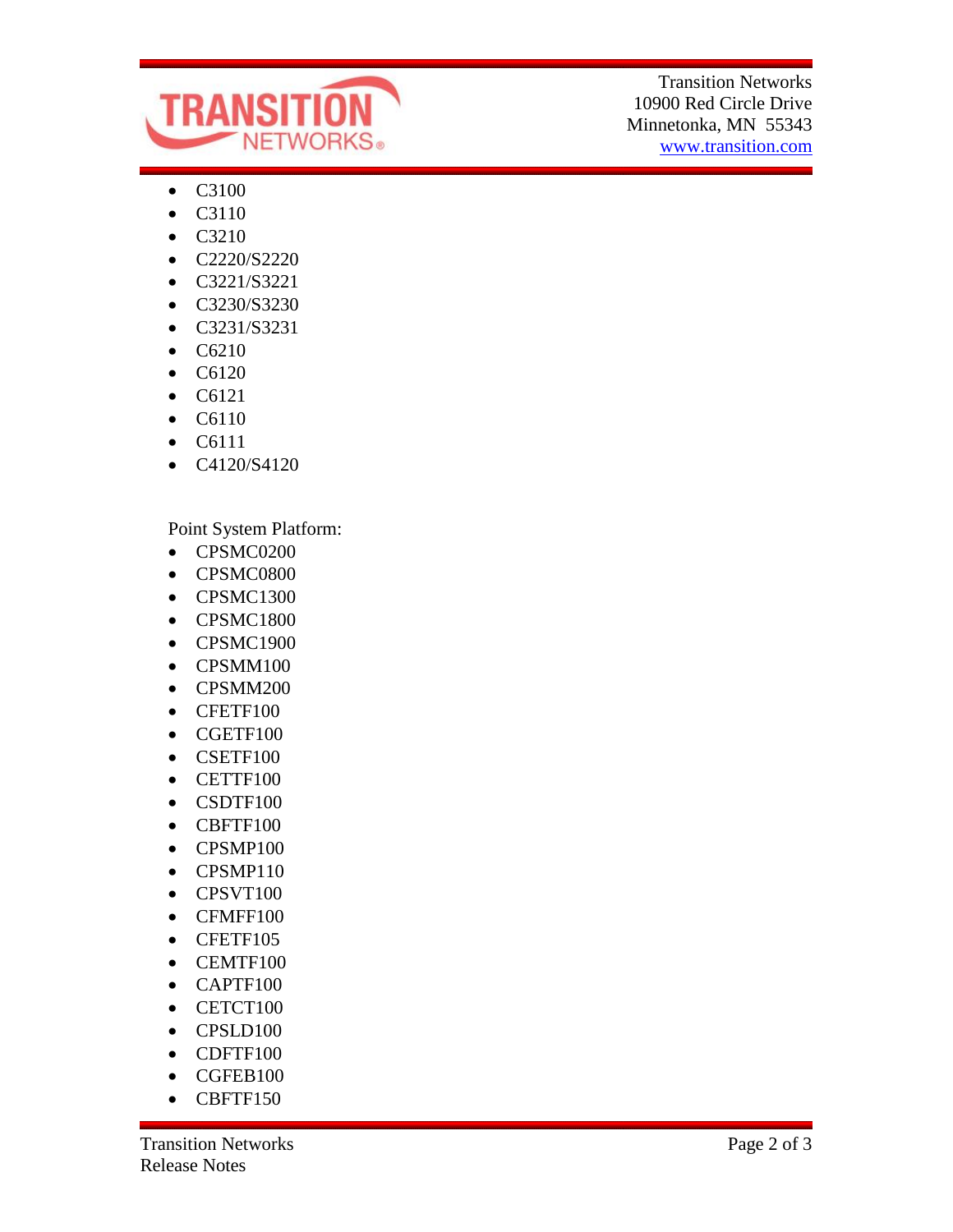- C3100
- C3110
- C3210
- C2220/S2220
- C3221/S3221
- C3230/S3230
- C3231/S3231
- C6210
- C6120
- C6121
- C6110
- C6111
- C4120/S4120

Point System Platform:

- CPSMC0200
- CPSMC0800
- CPSMC1300
- CPSMC1800
- CPSMC1900
- CPSMM100
- CPSMM200
- CFETF100
- CGETF100
- CSETF100
- CETTF100
- CSDTF100
- CBFTF100
- CPSMP100
- CPSMP110
- CPSVT100
- CFMFF100
- CFETF105
- CEMTF100
- CAPTF100
- CETCT100
- CPSLD100
- CDFTF100
- CGFEB100
- CBFTF150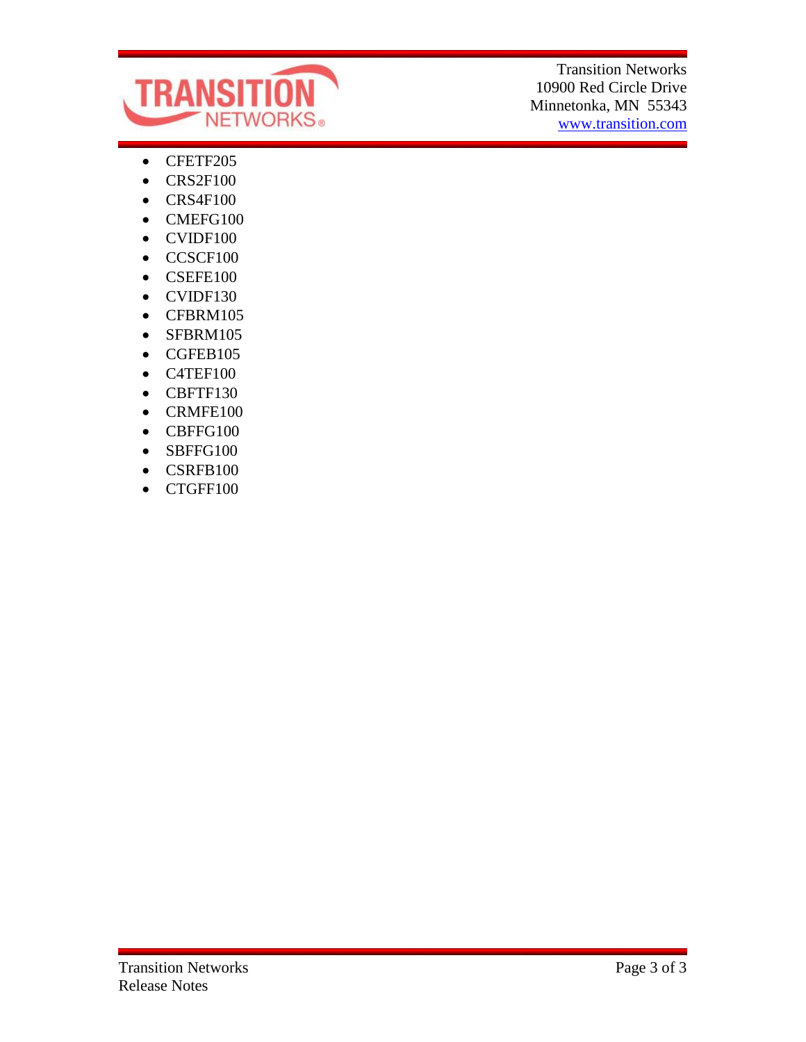- CFETF205
- CRS2F100
- CRS4F100
- CMEFG100
- CVIDF100
- CCSCF100
- CSEFE100
- CVIDF130
- CFBRM105
- SFBRM105
- CGFEB105
- C4TEF100
- CBFTF130
- CRMFE100
- CBFFG100
- SBFFG100
- CSRFB100
- CTGFF100